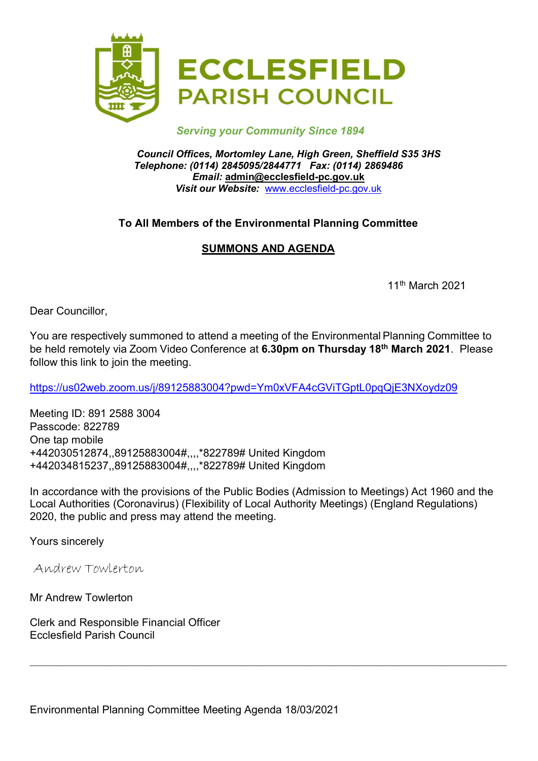# ECCLESFIELD PARISH COUNCIL

*Serving your Community Since 1894*

***Council Offices, Mortomley Lane, High Green, Sheffield S35 3HS***
***Telephone: (0114) 2845095/2844771 Fax: (0114) 2869486***
***Email:* admin@ecclesfield-pc.gov.uk**
***Visit our Website:*** www.ecclesfield-pc.gov.uk

**To All Members of the Environmental Planning Committee**

**SUMMONS AND AGENDA**

11th March 2021

Dear Councillor,

You are respectively summoned to attend a meeting of the Environmental Planning Committee to be held remotely via Zoom Video Conference at **6.30pm on Thursday 18th March 2021**. Please follow this link to join the meeting.

https://us02web.zoom.us/j/89125883004?pwd=Ym0xVFA4cGViTGptL0pqQjE3NXoydz09

Meeting ID: 891 2588 3004
Passcode: 822789
One tap mobile
+442030512874,,89125883004#,,,,*822789# United Kingdom
+442034815237,,89125883004#,,,,*822789# United Kingdom

In accordance with the provisions of the Public Bodies (Admission to Meetings) Act 1960 and the Local Authorities (Coronavirus) (Flexibility of Local Authority Meetings) (England Regulations) 2020, the public and press may attend the meeting.

Yours sincerely

Andrew Towlerton

Mr Andrew Towlerton

Clerk and Responsible Financial Officer
Ecclesfield Parish Council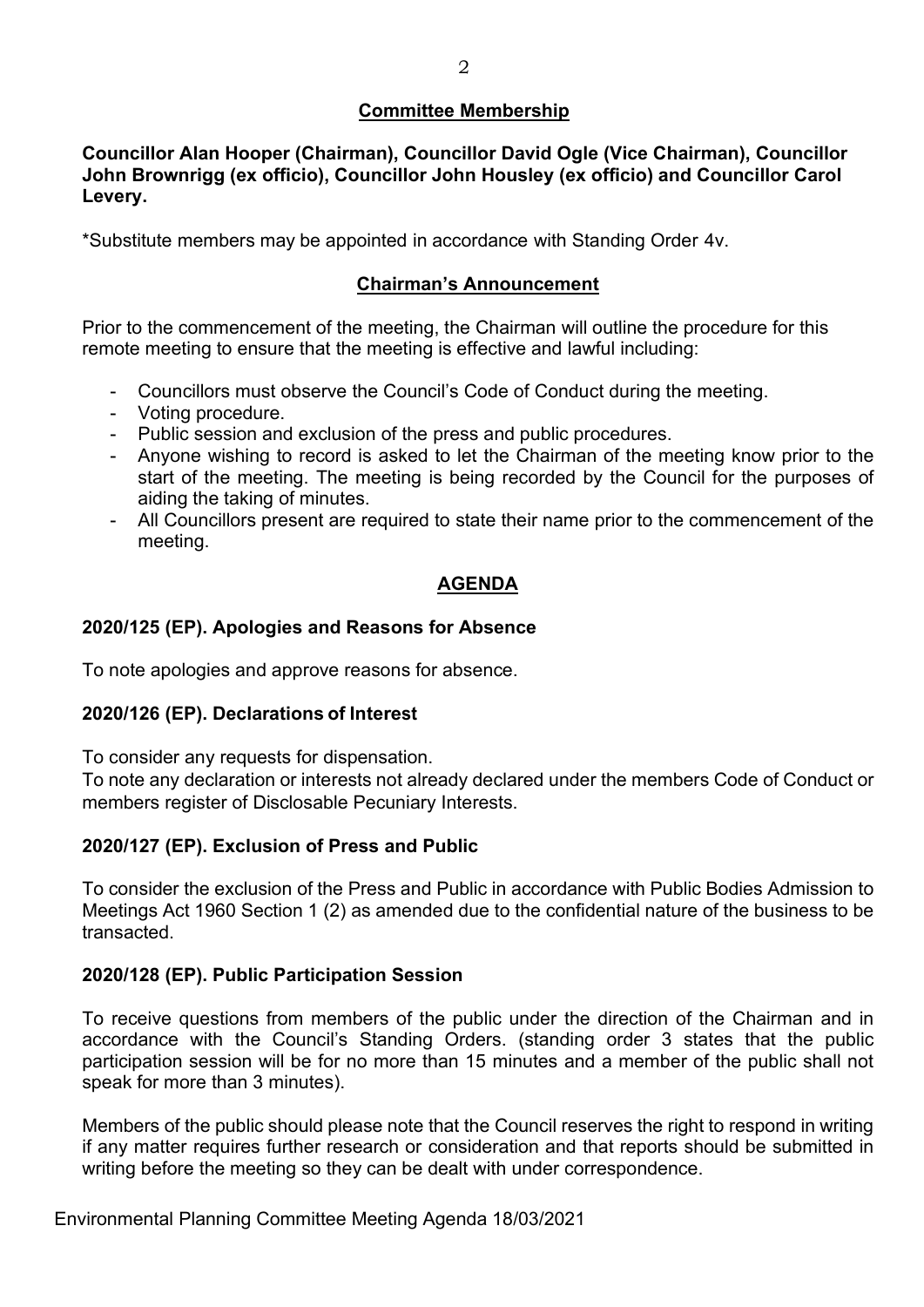## Committee Membership

**Councillor Alan Hooper (Chairman), Councillor David Ogle (Vice Chairman), Councillor John Brownrigg (ex officio), Councillor John Housley (ex officio) and Councillor Carol Levery.**

*Substitute members may be appointed in accordance with Standing Order 4v.

## Chairman's Announcement

Prior to the commencement of the meeting, the Chairman will outline the procedure for this remote meeting to ensure that the meeting is effective and lawful including:

- Councillors must observe the Council's Code of Conduct during the meeting.
- Voting procedure.
- Public session and exclusion of the press and public procedures.
- Anyone wishing to record is asked to let the Chairman of the meeting know prior to the start of the meeting. The meeting is being recorded by the Council for the purposes of aiding the taking of minutes.
- All Councillors present are required to state their name prior to the commencement of the meeting.

## AGENDA

### 2020/125 (EP). Apologies and Reasons for Absence

To note apologies and approve reasons for absence.

### 2020/126 (EP). Declarations of Interest

To consider any requests for dispensation.
To note any declaration or interests not already declared under the members Code of Conduct or members register of Disclosable Pecuniary Interests.

### 2020/127 (EP). Exclusion of Press and Public

To consider the exclusion of the Press and Public in accordance with Public Bodies Admission to Meetings Act 1960 Section 1 (2) as amended due to the confidential nature of the business to be transacted.

### 2020/128 (EP). Public Participation Session

To receive questions from members of the public under the direction of the Chairman and in accordance with the Council's Standing Orders. (standing order 3 states that the public participation session will be for no more than 15 minutes and a member of the public shall not speak for more than 3 minutes).

Members of the public should please note that the Council reserves the right to respond in writing if any matter requires further research or consideration and that reports should be submitted in writing before the meeting so they can be dealt with under correspondence.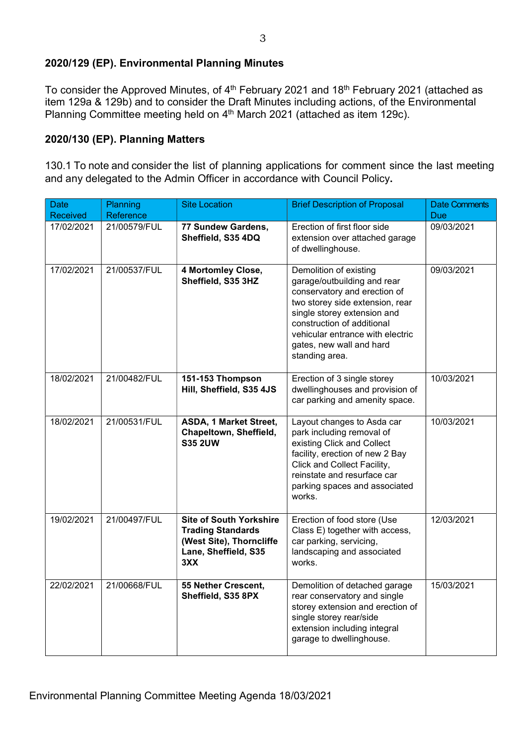## 2020/129 (EP). Environmental Planning Minutes

To consider the Approved Minutes, of 4th February 2021 and 18th February 2021 (attached as item 129a & 129b) and to consider the Draft Minutes including actions, of the Environmental Planning Committee meeting held on 4th March 2021 (attached as item 129c).

## 2020/130 (EP). Planning Matters

130.1 To note and consider the list of planning applications for comment since the last meeting and any delegated to the Admin Officer in accordance with Council Policy**.**

| Date Received | Planning Reference | Site Location | Brief Description of Proposal | Date Comments Due |
|---|---|---|---|---|
| 17/02/2021 | 21/00579/FUL | **77 Sundew Gardens, Sheffield, S35 4DQ** | Erection of first floor side extension over attached garage of dwellinghouse. | 09/03/2021 |
| 17/02/2021 | 21/00537/FUL | **4 Mortomley Close, Sheffield, S35 3HZ** | Demolition of existing garage/outbuilding and rear conservatory and erection of two storey side extension, rear single storey extension and construction of additional vehicular entrance with electric gates, new wall and hard standing area. | 09/03/2021 |
| 18/02/2021 | 21/00482/FUL | **151-153 Thompson Hill, Sheffield, S35 4JS** | Erection of 3 single storey dwellinghouses and provision of car parking and amenity space. | 10/03/2021 |
| 18/02/2021 | 21/00531/FUL | **ASDA, 1 Market Street, Chapeltown, Sheffield, S35 2UW** | Layout changes to Asda car park including removal of existing Click and Collect facility, erection of new 2 Bay Click and Collect Facility, reinstate and resurface car parking spaces and associated works. | 10/03/2021 |
| 19/02/2021 | 21/00497/FUL | **Site of South Yorkshire Trading Standards (West Site), Thorncliffe Lane, Sheffield, S35 3XX** | Erection of food store (Use Class E) together with access, car parking, servicing, landscaping and associated works. | 12/03/2021 |
| 22/02/2021 | 21/00668/FUL | **55 Nether Crescent, Sheffield, S35 8PX** | Demolition of detached garage rear conservatory and single storey extension and erection of single storey rear/side extension including integral garage to dwellinghouse. | 15/03/2021 |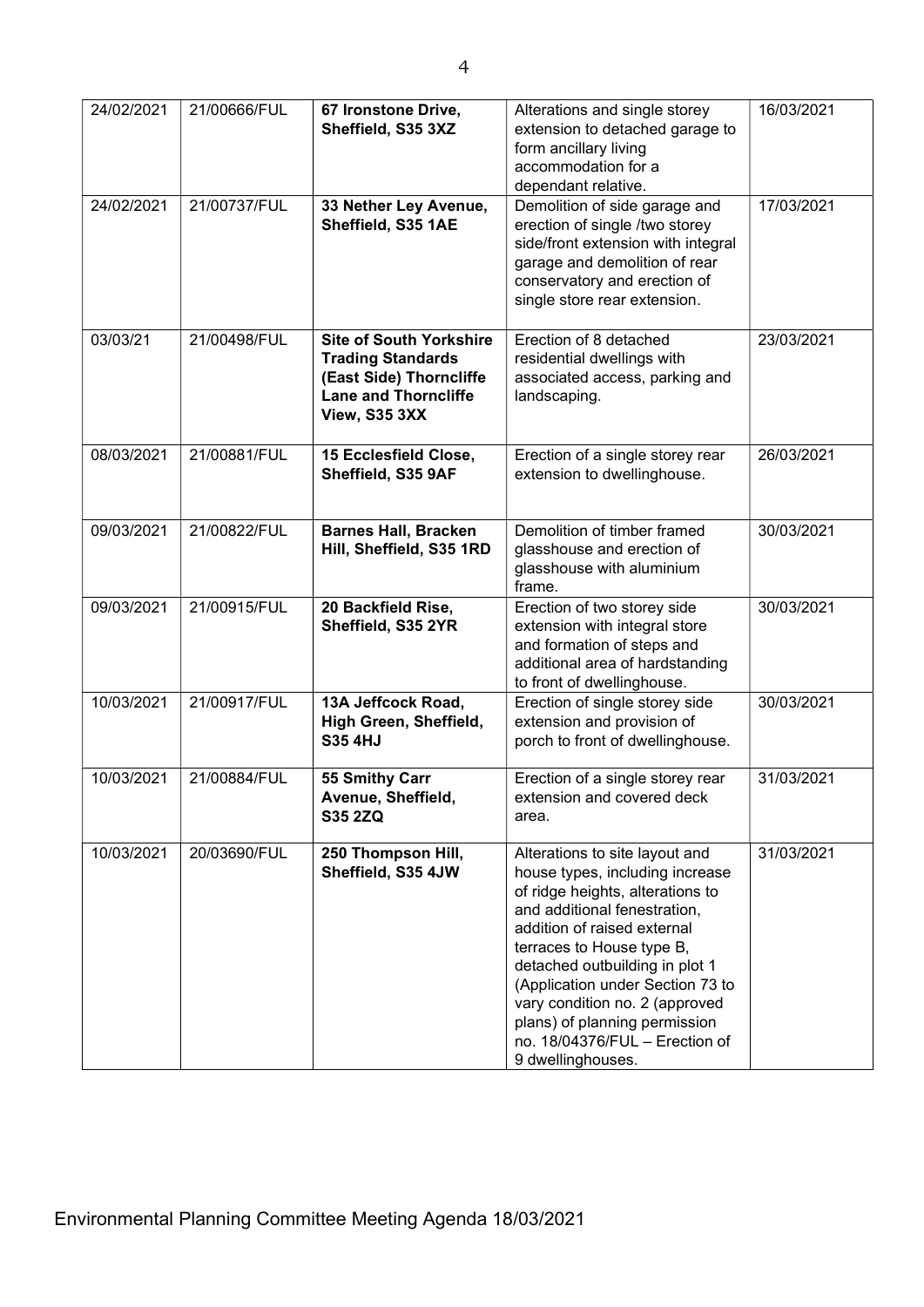| 24/02/2021 | 21/00666/FUL | **67 Ironstone Drive, Sheffield, S35 3XZ** | Alterations and single storey extension to detached garage to form ancillary living accommodation for a dependant relative. | 16/03/2021 |
|---|---|---|---|---|
| 24/02/2021 | 21/00737/FUL | **33 Nether Ley Avenue, Sheffield, S35 1AE** | Demolition of side garage and erection of single /two storey side/front extension with integral garage and demolition of rear conservatory and erection of single store rear extension. | 17/03/2021 |
| 03/03/21 | 21/00498/FUL | **Site of South Yorkshire Trading Standards (East Side) Thorncliffe Lane and Thorncliffe View, S35 3XX** | Erection of 8 detached residential dwellings with associated access, parking and landscaping. | 23/03/2021 |
| 08/03/2021 | 21/00881/FUL | **15 Ecclesfield Close, Sheffield, S35 9AF** | Erection of a single storey rear extension to dwellinghouse. | 26/03/2021 |
| 09/03/2021 | 21/00822/FUL | **Barnes Hall, Bracken Hill, Sheffield, S35 1RD** | Demolition of timber framed glasshouse and erection of glasshouse with aluminium frame. | 30/03/2021 |
| 09/03/2021 | 21/00915/FUL | **20 Backfield Rise, Sheffield, S35 2YR** | Erection of two storey side extension with integral store and formation of steps and additional area of hardstanding to front of dwellinghouse. | 30/03/2021 |
| 10/03/2021 | 21/00917/FUL | **13A Jeffcock Road, High Green, Sheffield, S35 4HJ** | Erection of single storey side extension and provision of porch to front of dwellinghouse. | 30/03/2021 |
| 10/03/2021 | 21/00884/FUL | **55 Smithy Carr Avenue, Sheffield, S35 2ZQ** | Erection of a single storey rear extension and covered deck area. | 31/03/2021 |
| 10/03/2021 | 20/03690/FUL | **250 Thompson Hill, Sheffield, S35 4JW** | Alterations to site layout and house types, including increase of ridge heights, alterations to and additional fenestration, addition of raised external terraces to House type B, detached outbuilding in plot 1 (Application under Section 73 to vary condition no. 2 (approved plans) of planning permission no. 18/04376/FUL – Erection of 9 dwellinghouses. | 31/03/2021 |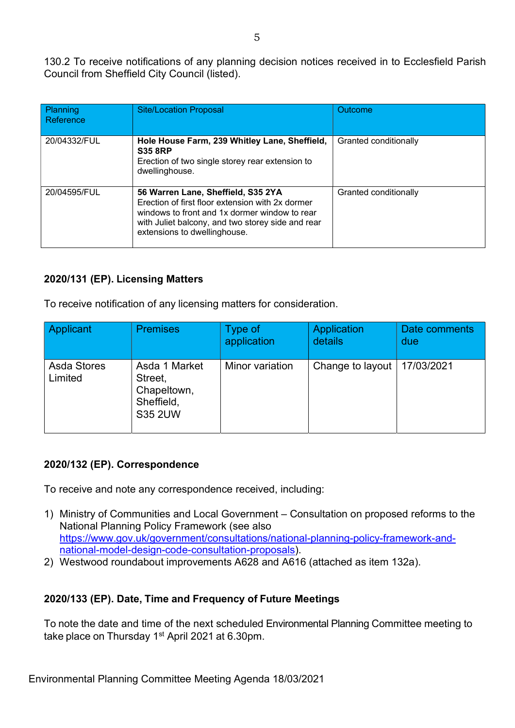130.2 To receive notifications of any planning decision notices received in to Ecclesfield Parish Council from Sheffield City Council (listed).

| Planning Reference | Site/Location Proposal | Outcome |
|---|---|---|
| 20/04332/FUL | **Hole House Farm, 239 Whitley Lane, Sheffield, S35 8RP** Erection of two single storey rear extension to dwellinghouse. | Granted conditionally |
| 20/04595/FUL | **56 Warren Lane, Sheffield, S35 2YA** Erection of first floor extension with 2x dormer windows to front and 1x dormer window to rear with Juliet balcony, and two storey side and rear extensions to dwellinghouse. | Granted conditionally |

**2020/131 (EP). Licensing Matters**

To receive notification of any licensing matters for consideration.

| Applicant | Premises | Type of application | Application details | Date comments due |
|---|---|---|---|---|
| Asda Stores Limited | Asda 1 Market Street, Chapeltown, Sheffield, S35 2UW | Minor variation | Change to layout | 17/03/2021 |

**2020/132 (EP). Correspondence**

To receive and note any correspondence received, including:

1) Ministry of Communities and Local Government – Consultation on proposed reforms to the National Planning Policy Framework (see also https://www.gov.uk/government/consultations/national-planning-policy-framework-and-national-model-design-code-consultation-proposals).
2) Westwood roundabout improvements A628 and A616 (attached as item 132a).

**2020/133 (EP). Date, Time and Frequency of Future Meetings**

To note the date and time of the next scheduled Environmental Planning Committee meeting to take place on Thursday 1st April 2021 at 6.30pm.